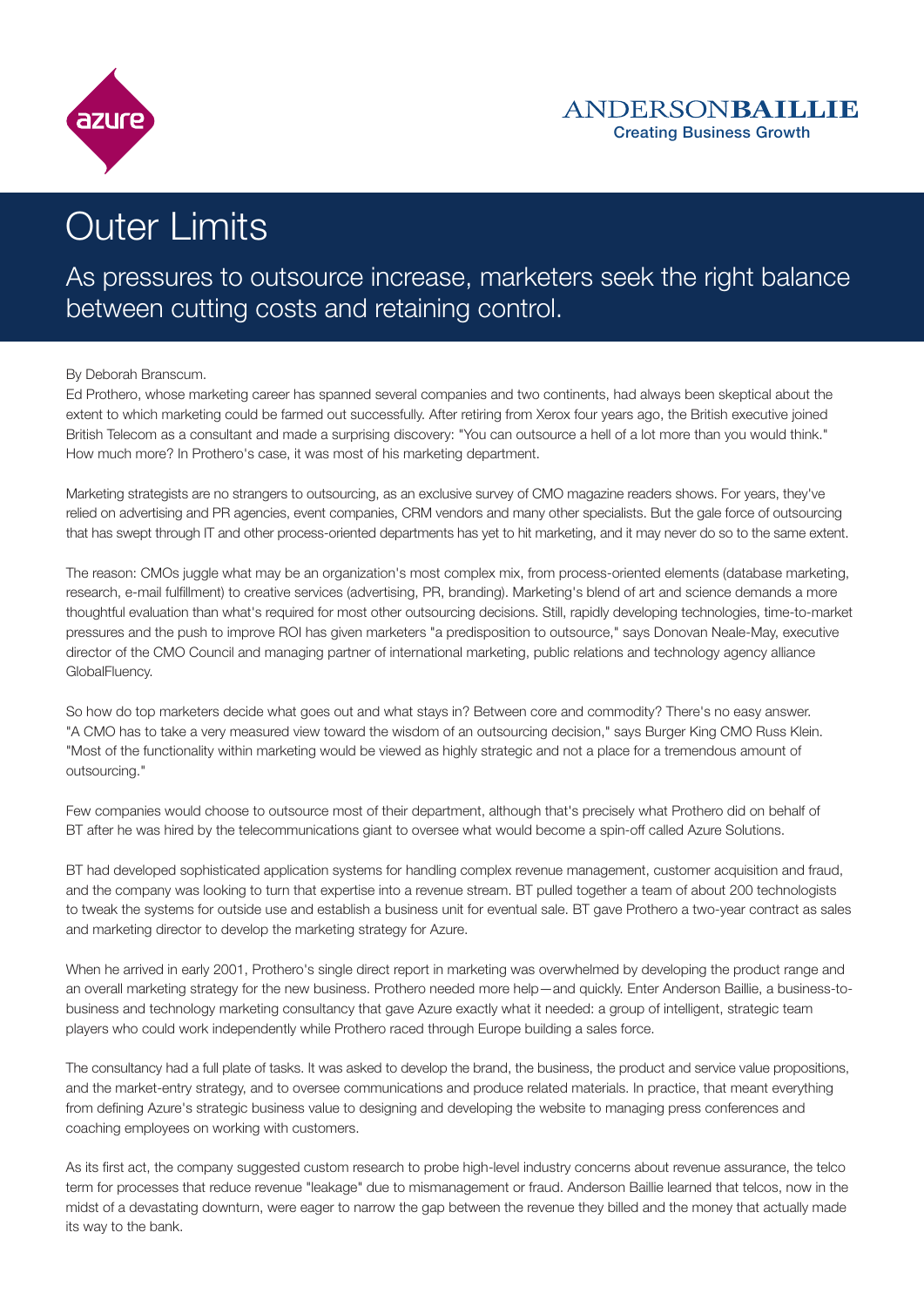ANDERSONBAILLIE
Creating Business Growth

# Outer Limits

## As pressures to outsource increase, marketers seek the right balance between cutting costs and retaining control.

By Deborah Branscum.

Ed Prothero, whose marketing career has spanned several companies and two continents, had always been skeptical about the extent to which marketing could be farmed out successfully. After retiring from Xerox four years ago, the British executive joined British Telecom as a consultant and made a surprising discovery: "You can outsource a hell of a lot more than you would think." How much more? In Prothero's case, it was most of his marketing department.

Marketing strategists are no strangers to outsourcing, as an exclusive survey of CMO magazine readers shows. For years, they've relied on advertising and PR agencies, event companies, CRM vendors and many other specialists. But the gale force of outsourcing that has swept through IT and other process-oriented departments has yet to hit marketing, and it may never do so to the same extent.

The reason: CMOs juggle what may be an organization's most complex mix, from process-oriented elements (database marketing, research, e-mail fulfillment) to creative services (advertising, PR, branding). Marketing's blend of art and science demands a more thoughtful evaluation than what's required for most other outsourcing decisions. Still, rapidly developing technologies, time-to-market pressures and the push to improve ROI has given marketers "a predisposition to outsource," says Donovan Neale-May, executive director of the CMO Council and managing partner of international marketing, public relations and technology agency alliance GlobalFluency.

So how do top marketers decide what goes out and what stays in? Between core and commodity? There's no easy answer. "A CMO has to take a very measured view toward the wisdom of an outsourcing decision," says Burger King CMO Russ Klein. "Most of the functionality within marketing would be viewed as highly strategic and not a place for a tremendous amount of outsourcing."

Few companies would choose to outsource most of their department, although that's precisely what Prothero did on behalf of BT after he was hired by the telecommunications giant to oversee what would become a spin-off called Azure Solutions.

BT had developed sophisticated application systems for handling complex revenue management, customer acquisition and fraud, and the company was looking to turn that expertise into a revenue stream. BT pulled together a team of about 200 technologists to tweak the systems for outside use and establish a business unit for eventual sale. BT gave Prothero a two-year contract as sales and marketing director to develop the marketing strategy for Azure.

When he arrived in early 2001, Prothero's single direct report in marketing was overwhelmed by developing the product range and an overall marketing strategy for the new business. Prothero needed more help—and quickly. Enter Anderson Baillie, a business-to-business and technology marketing consultancy that gave Azure exactly what it needed: a group of intelligent, strategic team players who could work independently while Prothero raced through Europe building a sales force.

The consultancy had a full plate of tasks. It was asked to develop the brand, the business, the product and service value propositions, and the market-entry strategy, and to oversee communications and produce related materials. In practice, that meant everything from defining Azure's strategic business value to designing and developing the website to managing press conferences and coaching employees on working with customers.

As its first act, the company suggested custom research to probe high-level industry concerns about revenue assurance, the telco term for processes that reduce revenue "leakage" due to mismanagement or fraud. Anderson Baillie learned that telcos, now in the midst of a devastating downturn, were eager to narrow the gap between the revenue they billed and the money that actually made its way to the bank.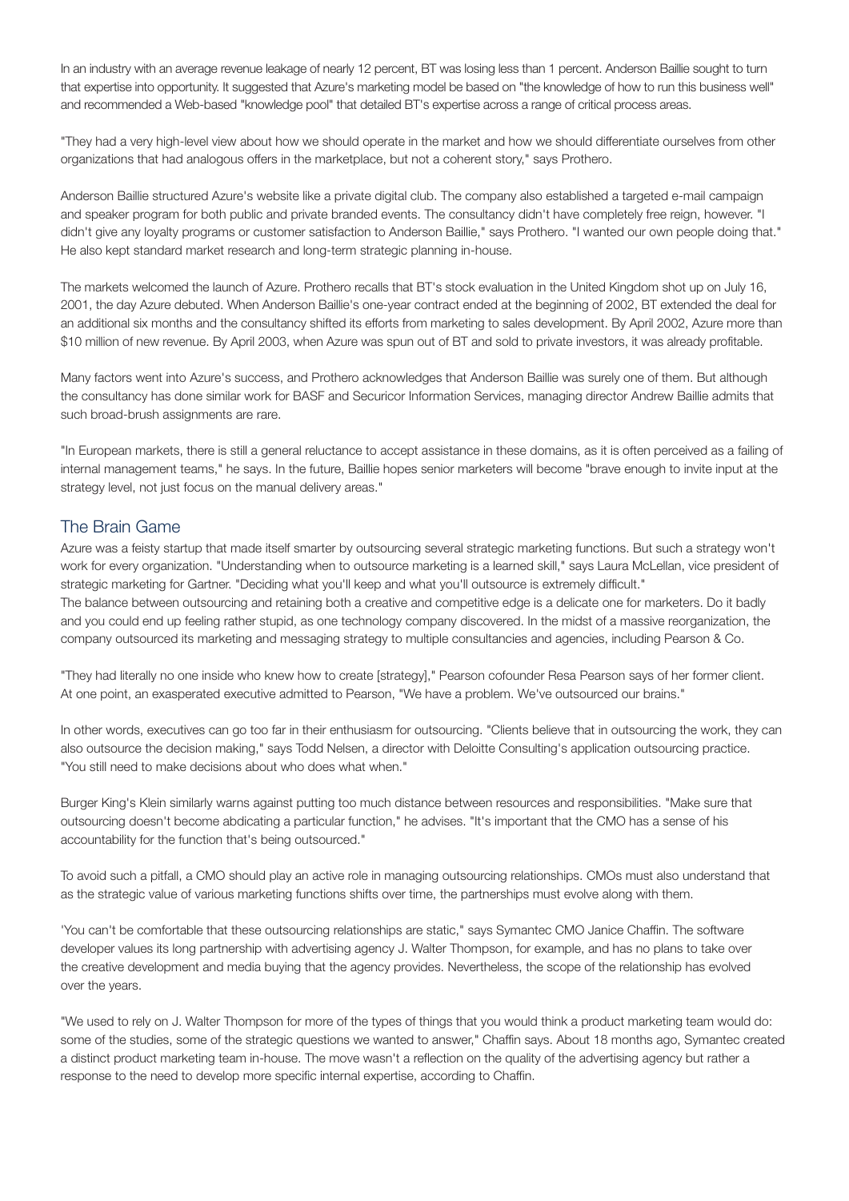In an industry with an average revenue leakage of nearly 12 percent, BT was losing less than 1 percent. Anderson Baillie sought to turn that expertise into opportunity. It suggested that Azure's marketing model be based on "the knowledge of how to run this business well" and recommended a Web-based "knowledge pool" that detailed BT's expertise across a range of critical process areas.

"They had a very high-level view about how we should operate in the market and how we should differentiate ourselves from other organizations that had analogous offers in the marketplace, but not a coherent story," says Prothero.

Anderson Baillie structured Azure's website like a private digital club. The company also established a targeted e-mail campaign and speaker program for both public and private branded events. The consultancy didn't have completely free reign, however. "I didn't give any loyalty programs or customer satisfaction to Anderson Baillie," says Prothero. "I wanted our own people doing that." He also kept standard market research and long-term strategic planning in-house.

The markets welcomed the launch of Azure. Prothero recalls that BT's stock evaluation in the United Kingdom shot up on July 16, 2001, the day Azure debuted. When Anderson Baillie's one-year contract ended at the beginning of 2002, BT extended the deal for an additional six months and the consultancy shifted its efforts from marketing to sales development. By April 2002, Azure more than $10 million of new revenue. By April 2003, when Azure was spun out of BT and sold to private investors, it was already profitable.

Many factors went into Azure's success, and Prothero acknowledges that Anderson Baillie was surely one of them. But although the consultancy has done similar work for BASF and Securicor Information Services, managing director Andrew Baillie admits that such broad-brush assignments are rare.

"In European markets, there is still a general reluctance to accept assistance in these domains, as it is often perceived as a failing of internal management teams," he says. In the future, Baillie hopes senior marketers will become "brave enough to invite input at the strategy level, not just focus on the manual delivery areas."

## The Brain Game

Azure was a feisty startup that made itself smarter by outsourcing several strategic marketing functions. But such a strategy won't work for every organization. "Understanding when to outsource marketing is a learned skill," says Laura McLellan, vice president of strategic marketing for Gartner. "Deciding what you'll keep and what you'll outsource is extremely difficult."

The balance between outsourcing and retaining both a creative and competitive edge is a delicate one for marketers. Do it badly and you could end up feeling rather stupid, as one technology company discovered. In the midst of a massive reorganization, the company outsourced its marketing and messaging strategy to multiple consultancies and agencies, including Pearson & Co.

"They had literally no one inside who knew how to create [strategy]," Pearson cofounder Resa Pearson says of her former client. At one point, an exasperated executive admitted to Pearson, "We have a problem. We've outsourced our brains."

In other words, executives can go too far in their enthusiasm for outsourcing. "Clients believe that in outsourcing the work, they can also outsource the decision making," says Todd Nelsen, a director with Deloitte Consulting's application outsourcing practice. "You still need to make decisions about who does what when."

Burger King's Klein similarly warns against putting too much distance between resources and responsibilities. "Make sure that outsourcing doesn't become abdicating a particular function," he advises. "It's important that the CMO has a sense of his accountability for the function that's being outsourced."

To avoid such a pitfall, a CMO should play an active role in managing outsourcing relationships. CMOs must also understand that as the strategic value of various marketing functions shifts over time, the partnerships must evolve along with them.

'You can't be comfortable that these outsourcing relationships are static," says Symantec CMO Janice Chaffin. The software developer values its long partnership with advertising agency J. Walter Thompson, for example, and has no plans to take over the creative development and media buying that the agency provides. Nevertheless, the scope of the relationship has evolved over the years.

"We used to rely on J. Walter Thompson for more of the types of things that you would think a product marketing team would do: some of the studies, some of the strategic questions we wanted to answer," Chaffin says. About 18 months ago, Symantec created a distinct product marketing team in-house. The move wasn't a reflection on the quality of the advertising agency but rather a response to the need to develop more specific internal expertise, according to Chaffin.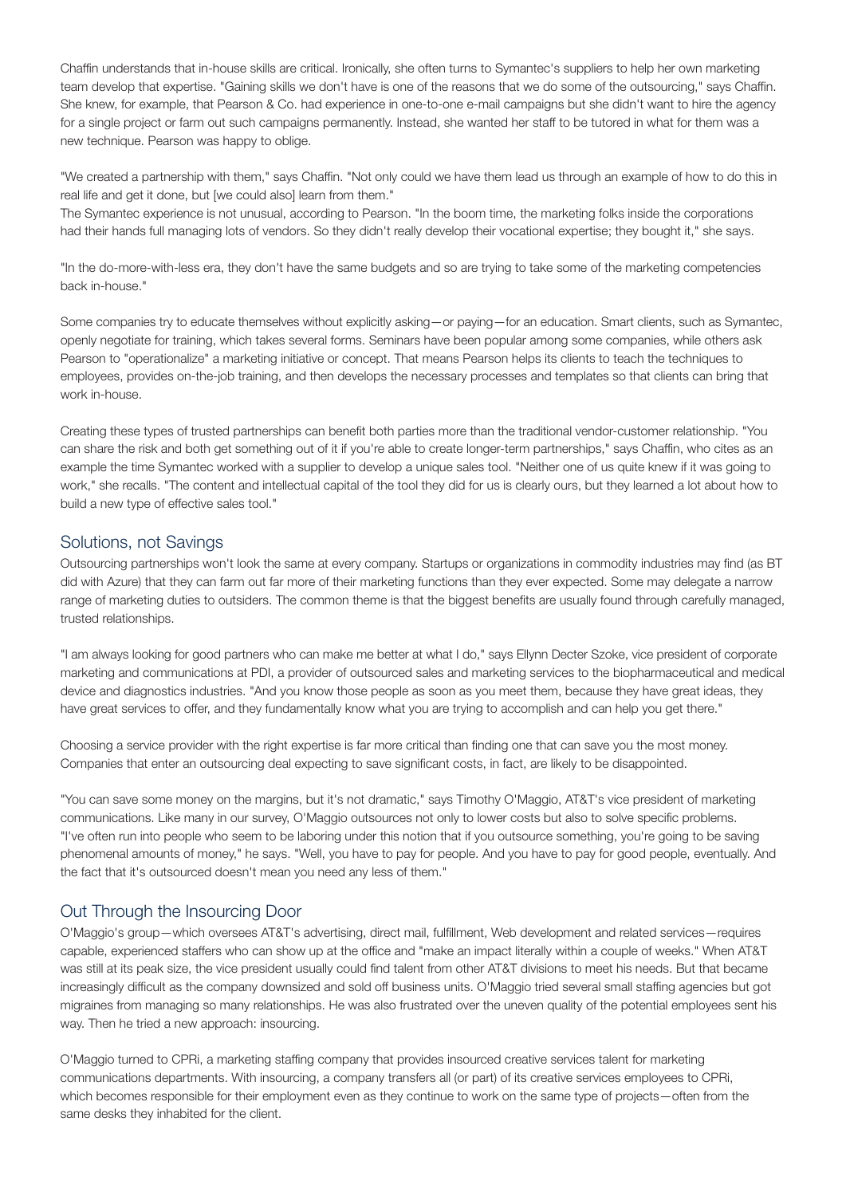Chaffin understands that in-house skills are critical. Ironically, she often turns to Symantec's suppliers to help her own marketing team develop that expertise. "Gaining skills we don't have is one of the reasons that we do some of the outsourcing," says Chaffin. She knew, for example, that Pearson & Co. had experience in one-to-one e-mail campaigns but she didn't want to hire the agency for a single project or farm out such campaigns permanently. Instead, she wanted her staff to be tutored in what for them was a new technique. Pearson was happy to oblige.

"We created a partnership with them," says Chaffin. "Not only could we have them lead us through an example of how to do this in real life and get it done, but [we could also] learn from them."

The Symantec experience is not unusual, according to Pearson. "In the boom time, the marketing folks inside the corporations had their hands full managing lots of vendors. So they didn't really develop their vocational expertise; they bought it," she says.

"In the do-more-with-less era, they don't have the same budgets and so are trying to take some of the marketing competencies back in-house."

Some companies try to educate themselves without explicitly asking—or paying—for an education. Smart clients, such as Symantec, openly negotiate for training, which takes several forms. Seminars have been popular among some companies, while others ask Pearson to "operationalize" a marketing initiative or concept. That means Pearson helps its clients to teach the techniques to employees, provides on-the-job training, and then develops the necessary processes and templates so that clients can bring that work in-house.

Creating these types of trusted partnerships can benefit both parties more than the traditional vendor-customer relationship. "You can share the risk and both get something out of it if you're able to create longer-term partnerships," says Chaffin, who cites as an example the time Symantec worked with a supplier to develop a unique sales tool. "Neither one of us quite knew if it was going to work," she recalls. "The content and intellectual capital of the tool they did for us is clearly ours, but they learned a lot about how to build a new type of effective sales tool."

## Solutions, not Savings

Outsourcing partnerships won't look the same at every company. Startups or organizations in commodity industries may find (as BT did with Azure) that they can farm out far more of their marketing functions than they ever expected. Some may delegate a narrow range of marketing duties to outsiders. The common theme is that the biggest benefits are usually found through carefully managed, trusted relationships.

"I am always looking for good partners who can make me better at what I do," says Ellynn Decter Szoke, vice president of corporate marketing and communications at PDI, a provider of outsourced sales and marketing services to the biopharmaceutical and medical device and diagnostics industries. "And you know those people as soon as you meet them, because they have great ideas, they have great services to offer, and they fundamentally know what you are trying to accomplish and can help you get there."

Choosing a service provider with the right expertise is far more critical than finding one that can save you the most money. Companies that enter an outsourcing deal expecting to save significant costs, in fact, are likely to be disappointed.

"You can save some money on the margins, but it's not dramatic," says Timothy O'Maggio, AT&T's vice president of marketing communications. Like many in our survey, O'Maggio outsources not only to lower costs but also to solve specific problems. "I've often run into people who seem to be laboring under this notion that if you outsource something, you're going to be saving phenomenal amounts of money," he says. "Well, you have to pay for people. And you have to pay for good people, eventually. And the fact that it's outsourced doesn't mean you need any less of them."

## Out Through the Insourcing Door

O'Maggio's group—which oversees AT&T's advertising, direct mail, fulfillment, Web development and related services—requires capable, experienced staffers who can show up at the office and "make an impact literally within a couple of weeks." When AT&T was still at its peak size, the vice president usually could find talent from other AT&T divisions to meet his needs. But that became increasingly difficult as the company downsized and sold off business units. O'Maggio tried several small staffing agencies but got migraines from managing so many relationships. He was also frustrated over the uneven quality of the potential employees sent his way. Then he tried a new approach: insourcing.

O'Maggio turned to CPRi, a marketing staffing company that provides insourced creative services talent for marketing communications departments. With insourcing, a company transfers all (or part) of its creative services employees to CPRi, which becomes responsible for their employment even as they continue to work on the same type of projects—often from the same desks they inhabited for the client.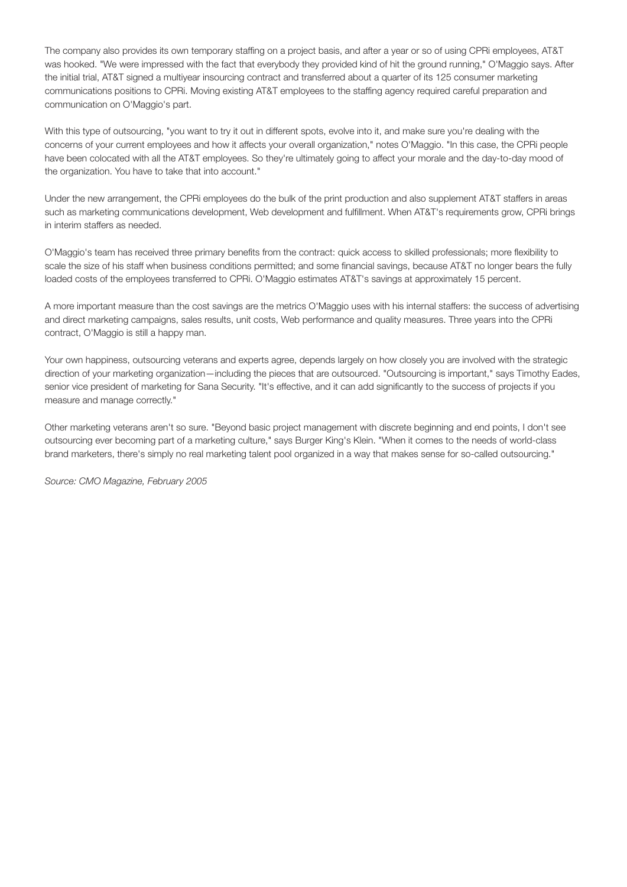The company also provides its own temporary staffing on a project basis, and after a year or so of using CPRi employees, AT&T was hooked. "We were impressed with the fact that everybody they provided kind of hit the ground running," O'Maggio says. After the initial trial, AT&T signed a multiyear insourcing contract and transferred about a quarter of its 125 consumer marketing communications positions to CPRi. Moving existing AT&T employees to the staffing agency required careful preparation and communication on O'Maggio's part.

With this type of outsourcing, "you want to try it out in different spots, evolve into it, and make sure you're dealing with the concerns of your current employees and how it affects your overall organization," notes O'Maggio. "In this case, the CPRi people have been colocated with all the AT&T employees. So they're ultimately going to affect your morale and the day-to-day mood of the organization. You have to take that into account."

Under the new arrangement, the CPRi employees do the bulk of the print production and also supplement AT&T staffers in areas such as marketing communications development, Web development and fulfillment. When AT&T's requirements grow, CPRi brings in interim staffers as needed.

O'Maggio's team has received three primary benefits from the contract: quick access to skilled professionals; more flexibility to scale the size of his staff when business conditions permitted; and some financial savings, because AT&T no longer bears the fully loaded costs of the employees transferred to CPRi. O'Maggio estimates AT&T's savings at approximately 15 percent.

A more important measure than the cost savings are the metrics O'Maggio uses with his internal staffers: the success of advertising and direct marketing campaigns, sales results, unit costs, Web performance and quality measures. Three years into the CPRi contract, O'Maggio is still a happy man.

Your own happiness, outsourcing veterans and experts agree, depends largely on how closely you are involved with the strategic direction of your marketing organization—including the pieces that are outsourced. "Outsourcing is important," says Timothy Eades, senior vice president of marketing for Sana Security. "It's effective, and it can add significantly to the success of projects if you measure and manage correctly."

Other marketing veterans aren't so sure. "Beyond basic project management with discrete beginning and end points, I don't see outsourcing ever becoming part of a marketing culture," says Burger King's Klein. "When it comes to the needs of world-class brand marketers, there's simply no real marketing talent pool organized in a way that makes sense for so-called outsourcing."

*Source: CMO Magazine, February 2005*